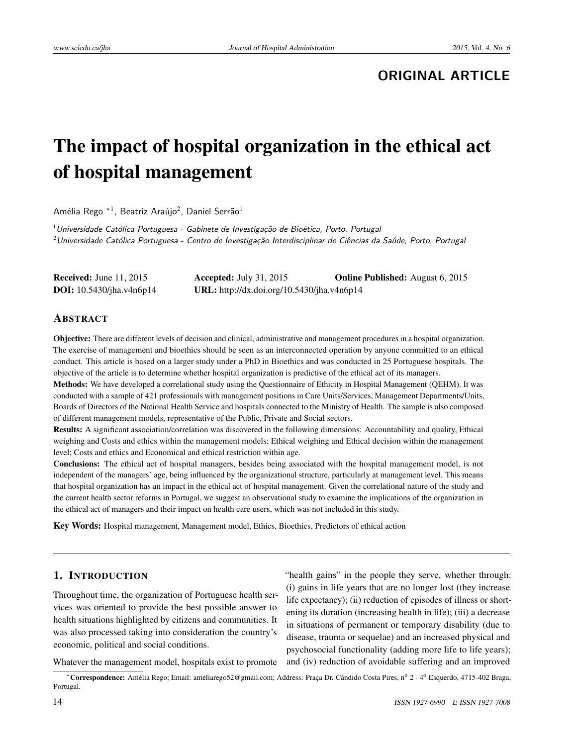**ORIGINAL ARTICLE**

# The impact of hospital organization in the ethical act of hospital management

Amélia Rego *[1], Beatriz Araújo[2], Daniel Serrão[1]

[1] *Universidade Católica Portuguesa - Gabinete de Investigação de Bioética, Porto, Portugal*
[2] *Universidade Católica Portuguesa - Centro de Investigação Interdisciplinar de Ciências da Saúde, Porto, Portugal*

**Received:** June 11, 2015 **Accepted:** July 31, 2015 **Online Published:** August 6, 2015
**DOI:** 10.5430/jha.v4n6p14 **URL:** http://dx.doi.org/10.5430/jha.v4n6p14

## ABSTRACT

**Objective:** There are different levels of decision and clinical, administrative and management procedures in a hospital organization. The exercise of management and bioethics should be seen as an interconnected operation by anyone committed to an ethical conduct. This article is based on a larger study under a PhD in Bioethics and was conducted in 25 Portuguese hospitals. The objective of the article is to determine whether hospital organization is predictive of the ethical act of its managers.

**Methods:** We have developed a correlational study using the Questionnaire of Ethicity in Hospital Management (QEHM). It was conducted with a sample of 421 professionals with management positions in Care Units/Services, Management Departments/Units, Boards of Directors of the National Health Service and hospitals connected to the Ministry of Health. The sample is also composed of different management models, representative of the Public, Private and Social sectors.

**Results:** A significant association/correlation was discovered in the following dimensions: Accountability and quality, Ethical weighing and Costs and ethics within the management models; Ethical weighing and Ethical decision within the management level; Costs and ethics and Economical and ethical restriction within age.

**Conclusions:** The ethical act of hospital managers, besides being associated with the hospital management model, is not independent of the managers' age, being influenced by the organizational structure, particularly at management level. This means that hospital organization has an impact in the ethical act of hospital management. Given the correlational nature of the study and the current health sector reforms in Portugal, we suggest an observational study to examine the implications of the organization in the ethical act of managers and their impact on health care users, which was not included in this study.

**Key Words:** Hospital management, Management model, Ethics, Bioethics, Predictors of ethical action

## 1. INTRODUCTION

Throughout time, the organization of Portuguese health services was oriented to provide the best possible answer to health situations highlighted by citizens and communities. It was also processed taking into consideration the country's economic, political and social conditions.

Whatever the management model, hospitals exist to promote "health gains" in the people they serve, whether through: (i) gains in life years that are no longer lost (they increase life expectancy); (ii) reduction of episodes of illness or shortening its duration (increasing health in life); (iii) a decrease in situations of permanent or temporary disability (due to disease, trauma or sequelae) and an increased physical and psychosocial functionality (adding more life to life years); and (iv) reduction of avoidable suffering and an improved

*Correspondence: Amélia Rego; Email: ameliarego52@gmail.com; Address: Praça Dr. Cândido Costa Pires, nº 2 - 4º Esquerdo, 4715-402 Braga, Portugal.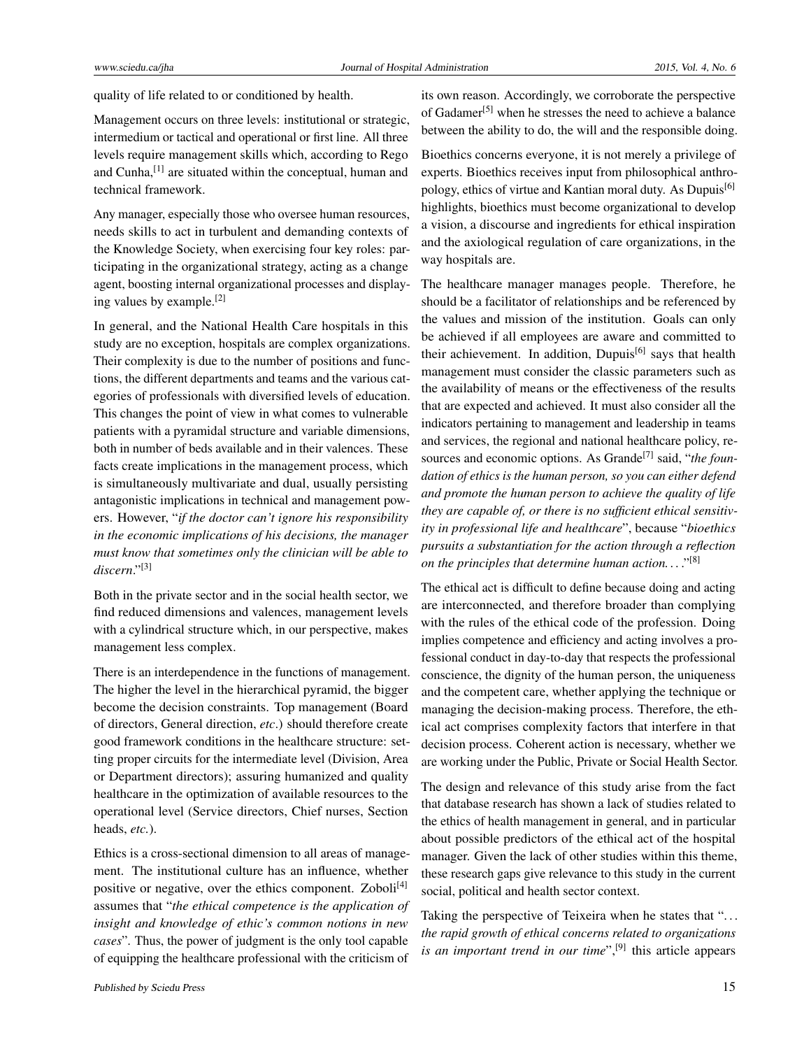quality of life related to or conditioned by health.

Management occurs on three levels: institutional or strategic, intermedium or tactical and operational or first line. All three levels require management skills which, according to Rego and Cunha,[1] are situated within the conceptual, human and technical framework.

Any manager, especially those who oversee human resources, needs skills to act in turbulent and demanding contexts of the Knowledge Society, when exercising four key roles: participating in the organizational strategy, acting as a change agent, boosting internal organizational processes and displaying values by example.[2]

In general, and the National Health Care hospitals in this study are no exception, hospitals are complex organizations. Their complexity is due to the number of positions and functions, the different departments and teams and the various categories of professionals with diversified levels of education. This changes the point of view in what comes to vulnerable patients with a pyramidal structure and variable dimensions, both in number of beds available and in their valences. These facts create implications in the management process, which is simultaneously multivariate and dual, usually persisting antagonistic implications in technical and management powers. However, "*if the doctor can't ignore his responsibility in the economic implications of his decisions, the manager must know that sometimes only the clinician will be able to discern*."[3]

Both in the private sector and in the social health sector, we find reduced dimensions and valences, management levels with a cylindrical structure which, in our perspective, makes management less complex.

There is an interdependence in the functions of management. The higher the level in the hierarchical pyramid, the bigger become the decision constraints. Top management (Board of directors, General direction, *etc*.) should therefore create good framework conditions in the healthcare structure: setting proper circuits for the intermediate level (Division, Area or Department directors); assuring humanized and quality healthcare in the optimization of available resources to the operational level (Service directors, Chief nurses, Section heads, *etc.*).

Ethics is a cross-sectional dimension to all areas of management. The institutional culture has an influence, whether positive or negative, over the ethics component. Zoboli[4] assumes that "*the ethical competence is the application of insight and knowledge of ethic's common notions in new cases*". Thus, the power of judgment is the only tool capable of equipping the healthcare professional with the criticism of its own reason. Accordingly, we corroborate the perspective of Gadamer[5] when he stresses the need to achieve a balance between the ability to do, the will and the responsible doing.

Bioethics concerns everyone, it is not merely a privilege of experts. Bioethics receives input from philosophical anthropology, ethics of virtue and Kantian moral duty. As Dupuis[6] highlights, bioethics must become organizational to develop a vision, a discourse and ingredients for ethical inspiration and the axiological regulation of care organizations, in the way hospitals are.

The healthcare manager manages people. Therefore, he should be a facilitator of relationships and be referenced by the values and mission of the institution. Goals can only be achieved if all employees are aware and committed to their achievement. In addition, Dupuis[6] says that health management must consider the classic parameters such as the availability of means or the effectiveness of the results that are expected and achieved. It must also consider all the indicators pertaining to management and leadership in teams and services, the regional and national healthcare policy, resources and economic options. As Grande[7] said, "*the foundation of ethics is the human person, so you can either defend and promote the human person to achieve the quality of life they are capable of, or there is no sufficient ethical sensitivity in professional life and healthcare*", because "*bioethics pursuits a substantiation for the action through a reflection on the principles that determine human action...*"[8]

The ethical act is difficult to define because doing and acting are interconnected, and therefore broader than complying with the rules of the ethical code of the profession. Doing implies competence and efficiency and acting involves a professional conduct in day-to-day that respects the professional conscience, the dignity of the human person, the uniqueness and the competent care, whether applying the technique or managing the decision-making process. Therefore, the ethical act comprises complexity factors that interfere in that decision process. Coherent action is necessary, whether we are working under the Public, Private or Social Health Sector.

The design and relevance of this study arise from the fact that database research has shown a lack of studies related to the ethics of health management in general, and in particular about possible predictors of the ethical act of the hospital manager. Given the lack of other studies within this theme, these research gaps give relevance to this study in the current social, political and health sector context.

Taking the perspective of Teixeira when he states that "*... the rapid growth of ethical concerns related to organizations is an important trend in our time*",[9] this article appears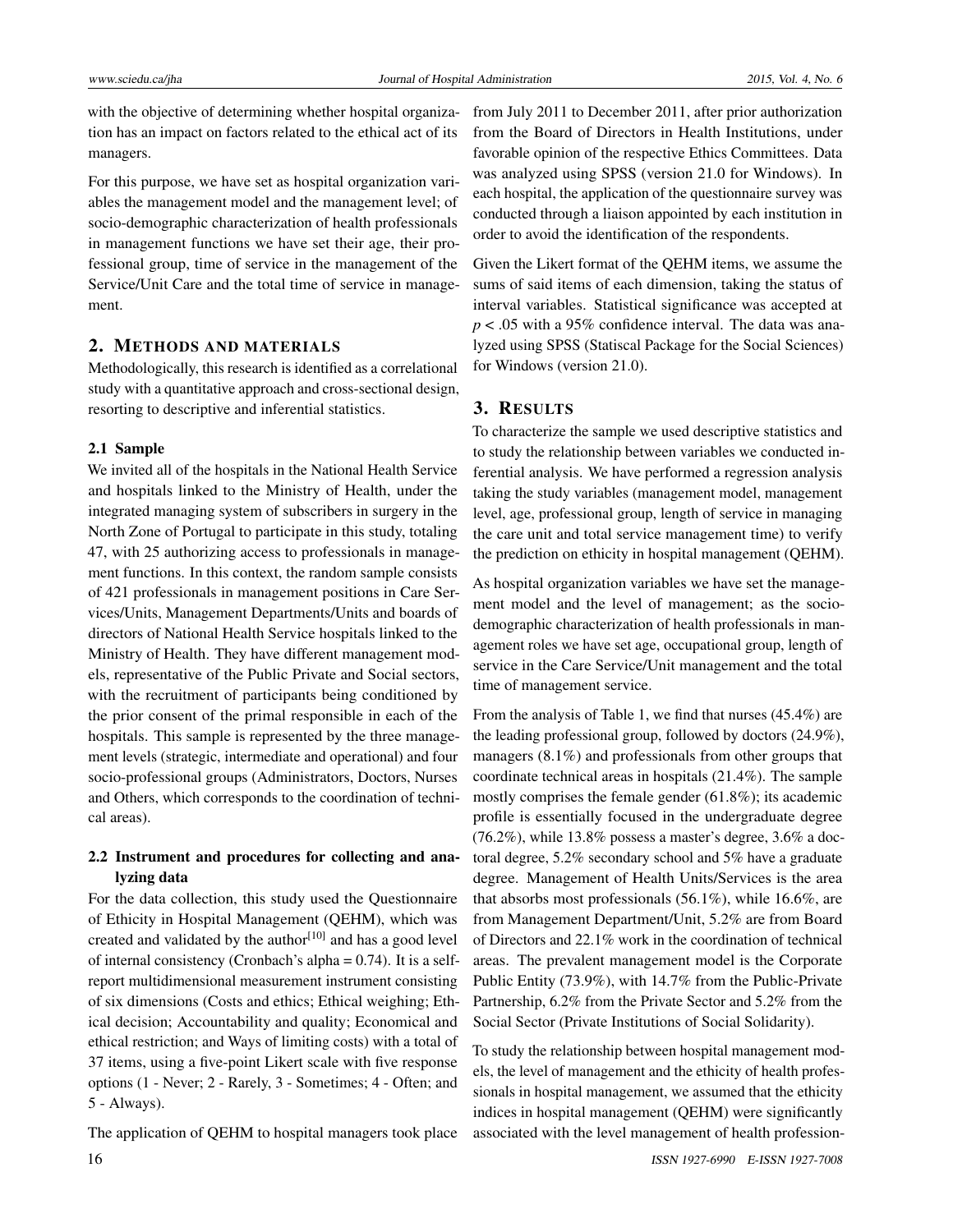with the objective of determining whether hospital organization has an impact on factors related to the ethical act of its managers.

For this purpose, we have set as hospital organization variables the management model and the management level; of socio-demographic characterization of health professionals in management functions we have set their age, their professional group, time of service in the management of the Service/Unit Care and the total time of service in management.

## 2. Methods and materials

Methodologically, this research is identified as a correlational study with a quantitative approach and cross-sectional design, resorting to descriptive and inferential statistics.

### 2.1 Sample

We invited all of the hospitals in the National Health Service and hospitals linked to the Ministry of Health, under the integrated managing system of subscribers in surgery in the North Zone of Portugal to participate in this study, totaling 47, with 25 authorizing access to professionals in management functions. In this context, the random sample consists of 421 professionals in management positions in Care Services/Units, Management Departments/Units and boards of directors of National Health Service hospitals linked to the Ministry of Health. They have different management models, representative of the Public Private and Social sectors, with the recruitment of participants being conditioned by the prior consent of the primal responsible in each of the hospitals. This sample is represented by the three management levels (strategic, intermediate and operational) and four socio-professional groups (Administrators, Doctors, Nurses and Others, which corresponds to the coordination of technical areas).

### 2.2 Instrument and procedures for collecting and analyzing data

For the data collection, this study used the Questionnaire of Ethicity in Hospital Management (QEHM), which was created and validated by the author[10] and has a good level of internal consistency (Cronbach's alpha = 0.74). It is a self-report multidimensional measurement instrument consisting of six dimensions (Costs and ethics; Ethical weighing; Ethical decision; Accountability and quality; Economical and ethical restriction; and Ways of limiting costs) with a total of 37 items, using a five-point Likert scale with five response options (1 - Never; 2 - Rarely, 3 - Sometimes; 4 - Often; and 5 - Always).

The application of QEHM to hospital managers took place from July 2011 to December 2011, after prior authorization from the Board of Directors in Health Institutions, under favorable opinion of the respective Ethics Committees. Data was analyzed using SPSS (version 21.0 for Windows). In each hospital, the application of the questionnaire survey was conducted through a liaison appointed by each institution in order to avoid the identification of the respondents.

Given the Likert format of the QEHM items, we assume the sums of said items of each dimension, taking the status of interval variables. Statistical significance was accepted at $p < .05$ with a 95% confidence interval. The data was analyzed using SPSS (Statiscal Package for the Social Sciences) for Windows (version 21.0).

## 3. Results

To characterize the sample we used descriptive statistics and to study the relationship between variables we conducted inferential analysis. We have performed a regression analysis taking the study variables (management model, management level, age, professional group, length of service in managing the care unit and total service management time) to verify the prediction on ethicity in hospital management (QEHM).

As hospital organization variables we have set the management model and the level of management; as the socio-demographic characterization of health professionals in management roles we have set age, occupational group, length of service in the Care Service/Unit management and the total time of management service.

From the analysis of Table 1, we find that nurses (45.4%) are the leading professional group, followed by doctors (24.9%), managers (8.1%) and professionals from other groups that coordinate technical areas in hospitals (21.4%). The sample mostly comprises the female gender (61.8%); its academic profile is essentially focused in the undergraduate degree (76.2%), while 13.8% possess a master's degree, 3.6% a doctoral degree, 5.2% secondary school and 5% have a graduate degree. Management of Health Units/Services is the area that absorbs most professionals (56.1%), while 16.6%, are from Management Department/Unit, 5.2% are from Board of Directors and 22.1% work in the coordination of technical areas. The prevalent management model is the Corporate Public Entity (73.9%), with 14.7% from the Public-Private Partnership, 6.2% from the Private Sector and 5.2% from the Social Sector (Private Institutions of Social Solidarity).

To study the relationship between hospital management models, the level of management and the ethicity of health professionals in hospital management, we assumed that the ethicity indices in hospital management (QEHM) were significantly associated with the level management of health profession-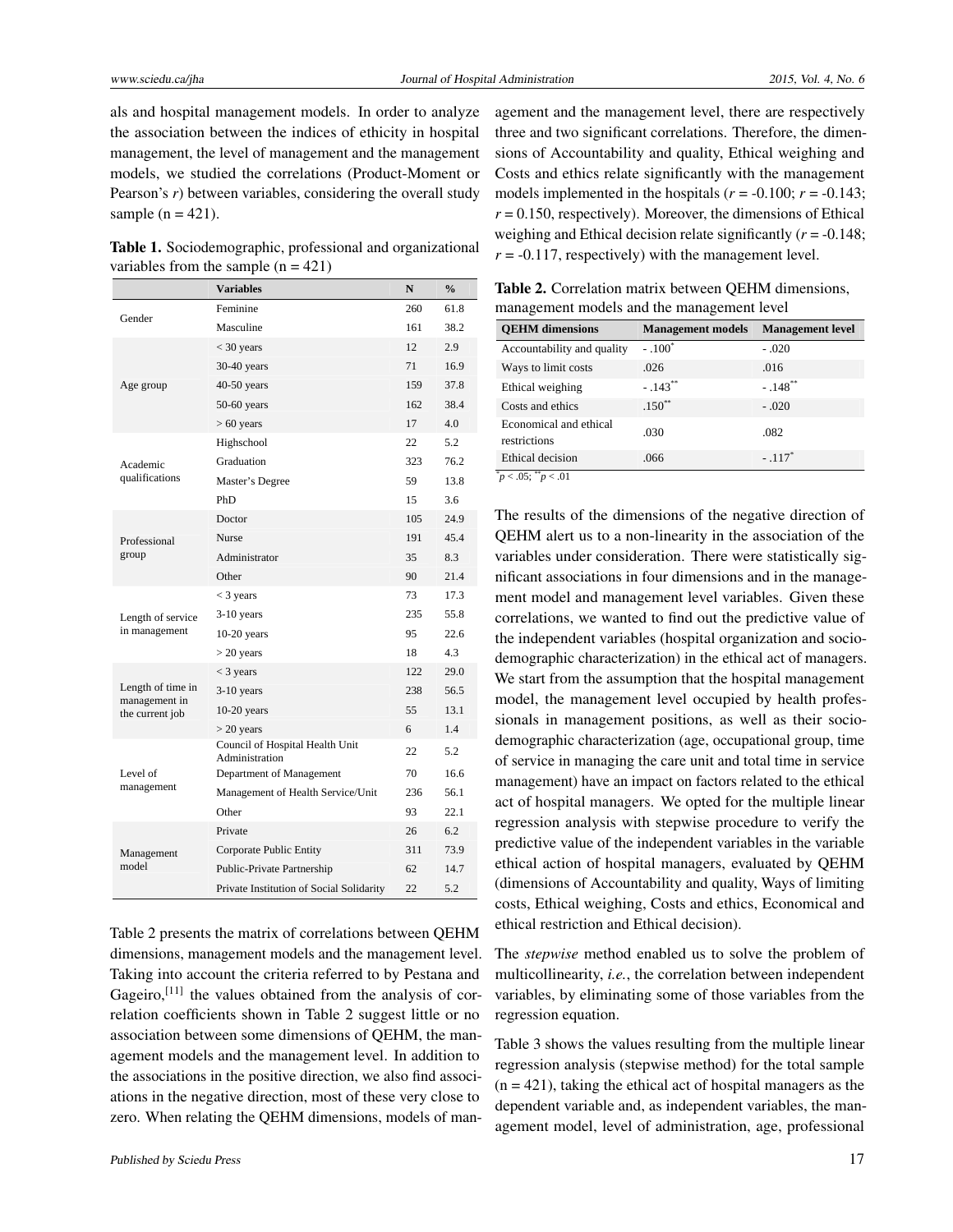als and hospital management models. In order to analyze the association between the indices of ethicity in hospital management, the level of management and the management models, we studied the correlations (Product-Moment or Pearson's $r$) between variables, considering the overall study sample (n = 421).

**Table 1.** Sociodemographic, professional and organizational variables from the sample (n = 421)

| | Variables | N | % |
|---|---|---|---|
| Gender | Feminine | 260 | 61.8 |
| | Masculine | 161 | 38.2 |
| Age group | < 30 years | 12 | 2.9 |
| | 30-40 years | 71 | 16.9 |
| | 40-50 years | 159 | 37.8 |
| | 50-60 years | 162 | 38.4 |
| | > 60 years | 17 | 4.0 |
| Academic qualifications | Highschool | 22 | 5.2 |
| | Graduation | 323 | 76.2 |
| | Master's Degree | 59 | 13.8 |
| | PhD | 15 | 3.6 |
| Professional group | Doctor | 105 | 24.9 |
| | Nurse | 191 | 45.4 |
| | Administrator | 35 | 8.3 |
| | Other | 90 | 21.4 |
| Length of service in management | < 3 years | 73 | 17.3 |
| | 3-10 years | 235 | 55.8 |
| | 10-20 years | 95 | 22.6 |
| | > 20 years | 18 | 4.3 |
| Length of time in management in the current job | < 3 years | 122 | 29.0 |
| | 3-10 years | 238 | 56.5 |
| | 10-20 years | 55 | 13.1 |
| | > 20 years | 6 | 1.4 |
| Level of management | Council of Hospital Health Unit Administration | 22 | 5.2 |
| | Department of Management | 70 | 16.6 |
| | Management of Health Service/Unit | 236 | 56.1 |
| | Other | 93 | 22.1 |
| Management model | Private | 26 | 6.2 |
| | Corporate Public Entity | 311 | 73.9 |
| | Public-Private Partnership | 62 | 14.7 |
| | Private Institution of Social Solidarity | 22 | 5.2 |

Table 2 presents the matrix of correlations between QEHM dimensions, management models and the management level. Taking into account the criteria referred to by Pestana and Gageiro,[11] the values obtained from the analysis of correlation coefficients shown in Table 2 suggest little or no association between some dimensions of QEHM, the management models and the management level. In addition to the associations in the positive direction, we also find associations in the negative direction, most of these very close to zero. When relating the QEHM dimensions, models of management and the management level, there are respectively three and two significant correlations. Therefore, the dimensions of Accountability and quality, Ethical weighing and Costs and ethics relate significantly with the management models implemented in the hospitals ($r$ = -0.100; $r$ = -0.143; $r$ = 0.150, respectively). Moreover, the dimensions of Ethical weighing and Ethical decision relate significantly ($r$ = -0.148; $r$ = -0.117, respectively) with the management level.

**Table 2.** Correlation matrix between QEHM dimensions, management models and the management level

| QEHM dimensions | Management models | Management level |
|---|---|---|
| Accountability and quality | - .100* | - .020 |
| Ways to limit costs | .026 | .016 |
| Ethical weighing | - .143** | - .148** |
| Costs and ethics | .150** | - .020 |
| Economical and ethical restrictions | .030 | .082 |
| Ethical decision | .066 | - .117* |

*$p < .05$; **$p < .01$

The results of the dimensions of the negative direction of QEHM alert us to a non-linearity in the association of the variables under consideration. There were statistically significant associations in four dimensions and in the management model and management level variables. Given these correlations, we wanted to find out the predictive value of the independent variables (hospital organization and sociodemographic characterization) in the ethical act of managers. We start from the assumption that the hospital management model, the management level occupied by health professionals in management positions, as well as their sociodemographic characterization (age, occupational group, time of service in managing the care unit and total time in service management) have an impact on factors related to the ethical act of hospital managers. We opted for the multiple linear regression analysis with stepwise procedure to verify the predictive value of the independent variables in the variable ethical action of hospital managers, evaluated by QEHM (dimensions of Accountability and quality, Ways of limiting costs, Ethical weighing, Costs and ethics, Economical and ethical restriction and Ethical decision).

The *stepwise* method enabled us to solve the problem of multicollinearity, *i.e.*, the correlation between independent variables, by eliminating some of those variables from the regression equation.

Table 3 shows the values resulting from the multiple linear regression analysis (stepwise method) for the total sample (n = 421), taking the ethical act of hospital managers as the dependent variable and, as independent variables, the management model, level of administration, age, professional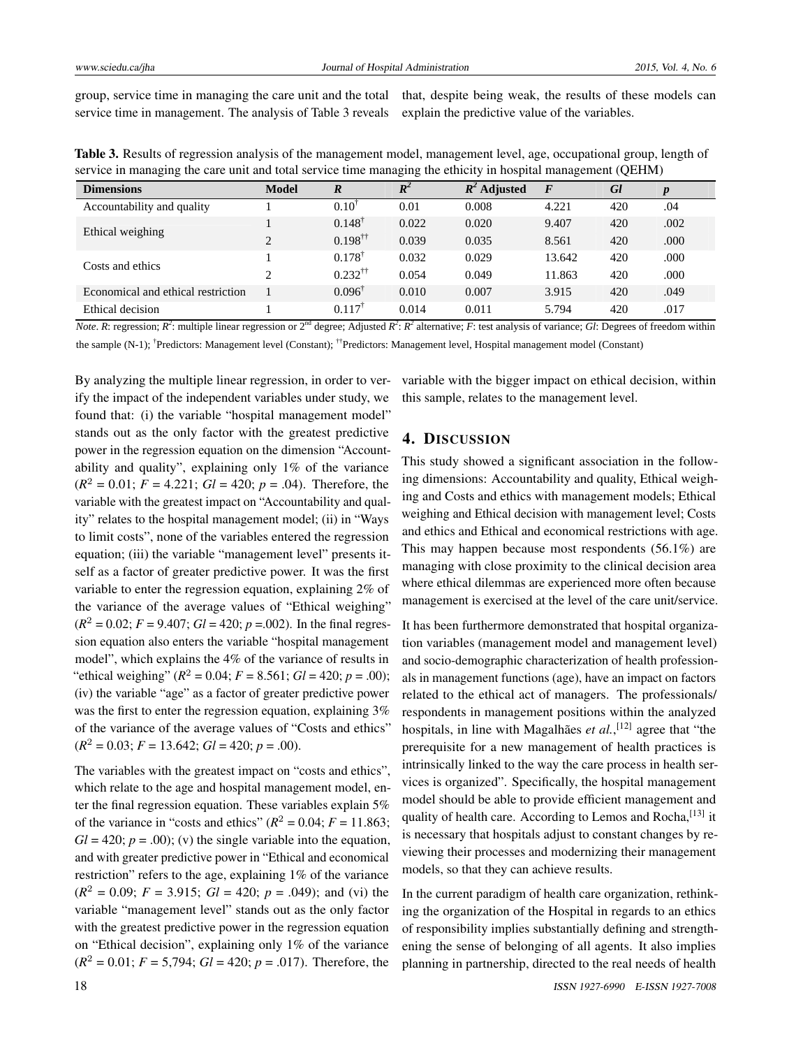group, service time in managing the care unit and the total service time in management. The analysis of Table 3 reveals that, despite being weak, the results of these models can explain the predictive value of the variables.

**Table 3.** Results of regression analysis of the management model, management level, age, occupational group, length of service in managing the care unit and total service time managing the ethicity in hospital management (QEHM)

| Dimensions | Model | *R* | $R^2$ | $R^2$ Adjusted | *F* | *Gl* | *p* |
|---|---|---|---|---|---|---|---|
| Accountability and quality | 1 | 0.10† | 0.01 | 0.008 | 4.221 | 420 | .04 |
| Ethical weighing | 1 | 0.148† | 0.022 | 0.020 | 9.407 | 420 | .002 |
| | 2 | 0.198†† | 0.039 | 0.035 | 8.561 | 420 | .000 |
| Costs and ethics | 1 | 0.178† | 0.032 | 0.029 | 13.642 | 420 | .000 |
| | 2 | 0.232†† | 0.054 | 0.049 | 11.863 | 420 | .000 |
| Economical and ethical restriction | 1 | 0.096† | 0.010 | 0.007 | 3.915 | 420 | .049 |
| Ethical decision | 1 | 0.117† | 0.014 | 0.011 | 5.794 | 420 | .017 |

*Note*. *R*: regression; $R^2$: multiple linear regression or 2nd degree; Adjusted $R^2$: $R^2$ alternative; *F*: test analysis of variance; *Gl*: Degrees of freedom within the sample (N-1); †Predictors: Management level (Constant); ††Predictors: Management level, Hospital management model (Constant)

By analyzing the multiple linear regression, in order to verify the impact of the independent variables under study, we found that: (i) the variable "hospital management model" stands out as the only factor with the greatest predictive power in the regression equation on the dimension "Accountability and quality", explaining only 1% of the variance ($R^2$ = 0.01; *F* = 4.221; *Gl* = 420; *p* = .04). Therefore, the variable with the greatest impact on "Accountability and quality" relates to the hospital management model; (ii) in "Ways to limit costs", none of the variables entered the regression equation; (iii) the variable "management level" presents itself as a factor of greater predictive power. It was the first variable to enter the regression equation, explaining 2% of the variance of the average values of "Ethical weighing" ($R^2$ = 0.02; *F* = 9.407; *Gl* = 420; *p* =.002). In the final regression equation also enters the variable "hospital management model", which explains the 4% of the variance of results in "ethical weighing" ($R^2$ = 0.04; *F* = 8.561; *Gl* = 420; *p* = .00); (iv) the variable "age" as a factor of greater predictive power was the first to enter the regression equation, explaining 3% of the variance of the average values of "Costs and ethics" ($R^2$ = 0.03; *F* = 13.642; *Gl* = 420; *p* = .00).

The variables with the greatest impact on "costs and ethics", which relate to the age and hospital management model, enter the final regression equation. These variables explain 5% of the variance in "costs and ethics" ($R^2$ = 0.04; *F* = 11.863; *Gl* = 420; *p* = .00); (v) the single variable into the equation, and with greater predictive power in "Ethical and economical restriction" refers to the age, explaining 1% of the variance ($R^2$ = 0.09; *F* = 3.915; *Gl* = 420; *p* = .049); and (vi) the variable "management level" stands out as the only factor with the greatest predictive power in the regression equation on "Ethical decision", explaining only 1% of the variance ($R^2$ = 0.01; *F* = 5,794; *Gl* = 420; *p* = .017). Therefore, the variable with the bigger impact on ethical decision, within this sample, relates to the management level.

## 4. Discussion

This study showed a significant association in the following dimensions: Accountability and quality, Ethical weighing and Costs and ethics with management models; Ethical weighing and Ethical decision with management level; Costs and ethics and Ethical and economical restrictions with age. This may happen because most respondents (56.1%) are managing with close proximity to the clinical decision area where ethical dilemmas are experienced more often because management is exercised at the level of the care unit/service.

It has been furthermore demonstrated that hospital organization variables (management model and management level) and socio-demographic characterization of health professionals in management functions (age), have an impact on factors related to the ethical act of managers. The professionals/respondents in management positions within the analyzed hospitals, in line with Magalhães *et al.*,[12] agree that "the prerequisite for a new management of health practices is intrinsically linked to the way the care process in health services is organized". Specifically, the hospital management model should be able to provide efficient management and quality of health care. According to Lemos and Rocha,[13] it is necessary that hospitals adjust to constant changes by reviewing their processes and modernizing their management models, so that they can achieve results.

In the current paradigm of health care organization, rethinking the organization of the Hospital in regards to an ethics of responsibility implies substantially defining and strengthening the sense of belonging of all agents. It also implies planning in partnership, directed to the real needs of health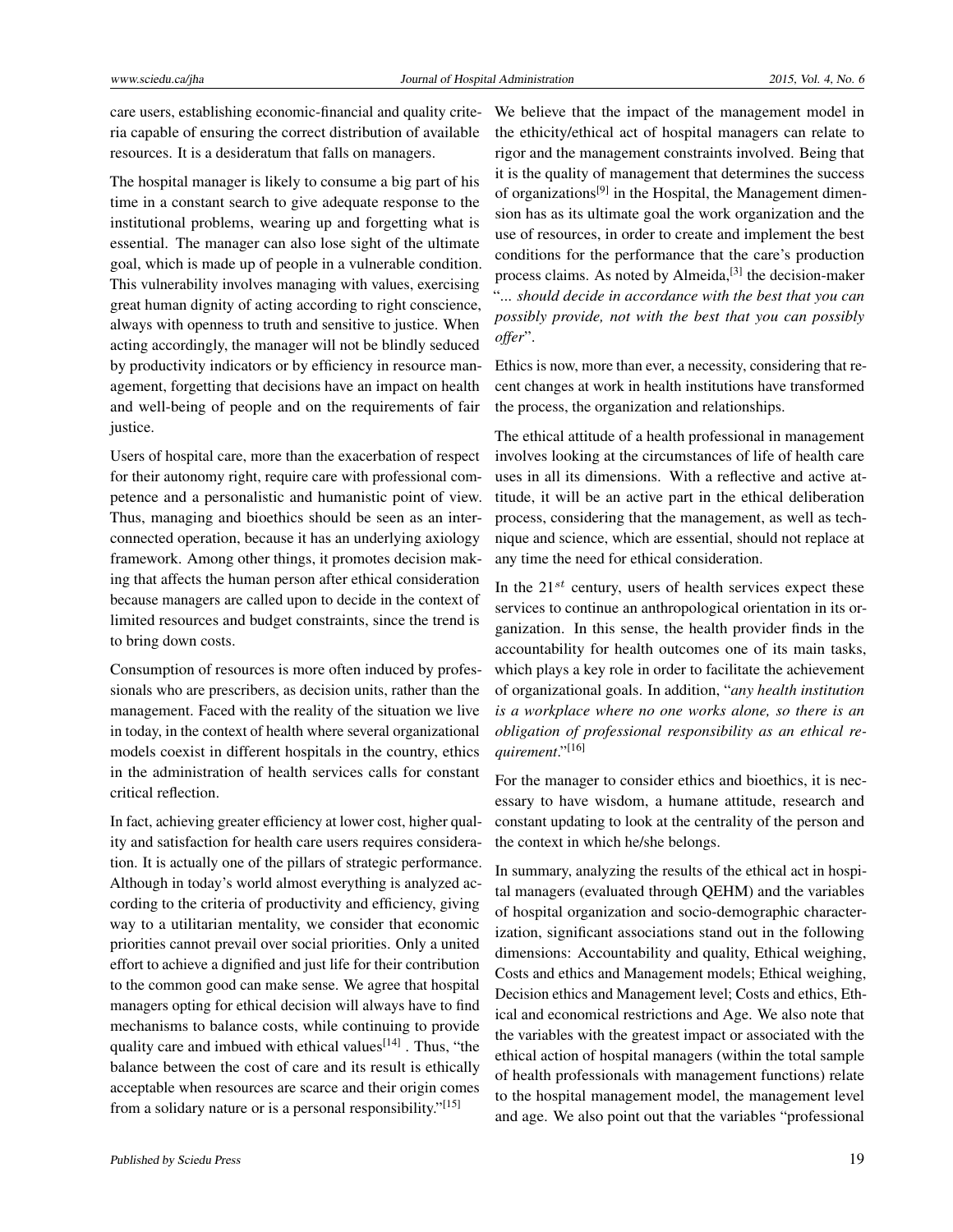care users, establishing economic-financial and quality criteria capable of ensuring the correct distribution of available resources. It is a desideratum that falls on managers.

The hospital manager is likely to consume a big part of his time in a constant search to give adequate response to the institutional problems, wearing up and forgetting what is essential. The manager can also lose sight of the ultimate goal, which is made up of people in a vulnerable condition. This vulnerability involves managing with values, exercising great human dignity of acting according to right conscience, always with openness to truth and sensitive to justice. When acting accordingly, the manager will not be blindly seduced by productivity indicators or by efficiency in resource management, forgetting that decisions have an impact on health and well-being of people and on the requirements of fair justice.

Users of hospital care, more than the exacerbation of respect for their autonomy right, require care with professional competence and a personalistic and humanistic point of view. Thus, managing and bioethics should be seen as an interconnected operation, because it has an underlying axiology framework. Among other things, it promotes decision making that affects the human person after ethical consideration because managers are called upon to decide in the context of limited resources and budget constraints, since the trend is to bring down costs.

Consumption of resources is more often induced by professionals who are prescribers, as decision units, rather than the management. Faced with the reality of the situation we live in today, in the context of health where several organizational models coexist in different hospitals in the country, ethics in the administration of health services calls for constant critical reflection.

In fact, achieving greater efficiency at lower cost, higher quality and satisfaction for health care users requires consideration. It is actually one of the pillars of strategic performance. Although in today's world almost everything is analyzed according to the criteria of productivity and efficiency, giving way to a utilitarian mentality, we consider that economic priorities cannot prevail over social priorities. Only a united effort to achieve a dignified and just life for their contribution to the common good can make sense. We agree that hospital managers opting for ethical decision will always have to find mechanisms to balance costs, while continuing to provide quality care and imbued with ethical values[14] . Thus, "the balance between the cost of care and its result is ethically acceptable when resources are scarce and their origin comes from a solidary nature or is a personal responsibility."[15]

We believe that the impact of the management model in the ethicity/ethical act of hospital managers can relate to rigor and the management constraints involved. Being that it is the quality of management that determines the success of organizations[9] in the Hospital, the Management dimension has as its ultimate goal the work organization and the use of resources, in order to create and implement the best conditions for the performance that the care's production process claims. As noted by Almeida,[3] the decision-maker "*... should decide in accordance with the best that you can possibly provide, not with the best that you can possibly offer*".

Ethics is now, more than ever, a necessity, considering that recent changes at work in health institutions have transformed the process, the organization and relationships.

The ethical attitude of a health professional in management involves looking at the circumstances of life of health care uses in all its dimensions. With a reflective and active attitude, it will be an active part in the ethical deliberation process, considering that the management, as well as technique and science, which are essential, should not replace at any time the need for ethical consideration.

In the $21^{st}$ century, users of health services expect these services to continue an anthropological orientation in its organization. In this sense, the health provider finds in the accountability for health outcomes one of its main tasks, which plays a key role in order to facilitate the achievement of organizational goals. In addition, "*any health institution is a workplace where no one works alone, so there is an obligation of professional responsibility as an ethical requirement*."[16]

For the manager to consider ethics and bioethics, it is necessary to have wisdom, a humane attitude, research and constant updating to look at the centrality of the person and the context in which he/she belongs.

In summary, analyzing the results of the ethical act in hospital managers (evaluated through QEHM) and the variables of hospital organization and socio-demographic characterization, significant associations stand out in the following dimensions: Accountability and quality, Ethical weighing, Costs and ethics and Management models; Ethical weighing, Decision ethics and Management level; Costs and ethics, Ethical and economical restrictions and Age. We also note that the variables with the greatest impact or associated with the ethical action of hospital managers (within the total sample of health professionals with management functions) relate to the hospital management model, the management level and age. We also point out that the variables "professional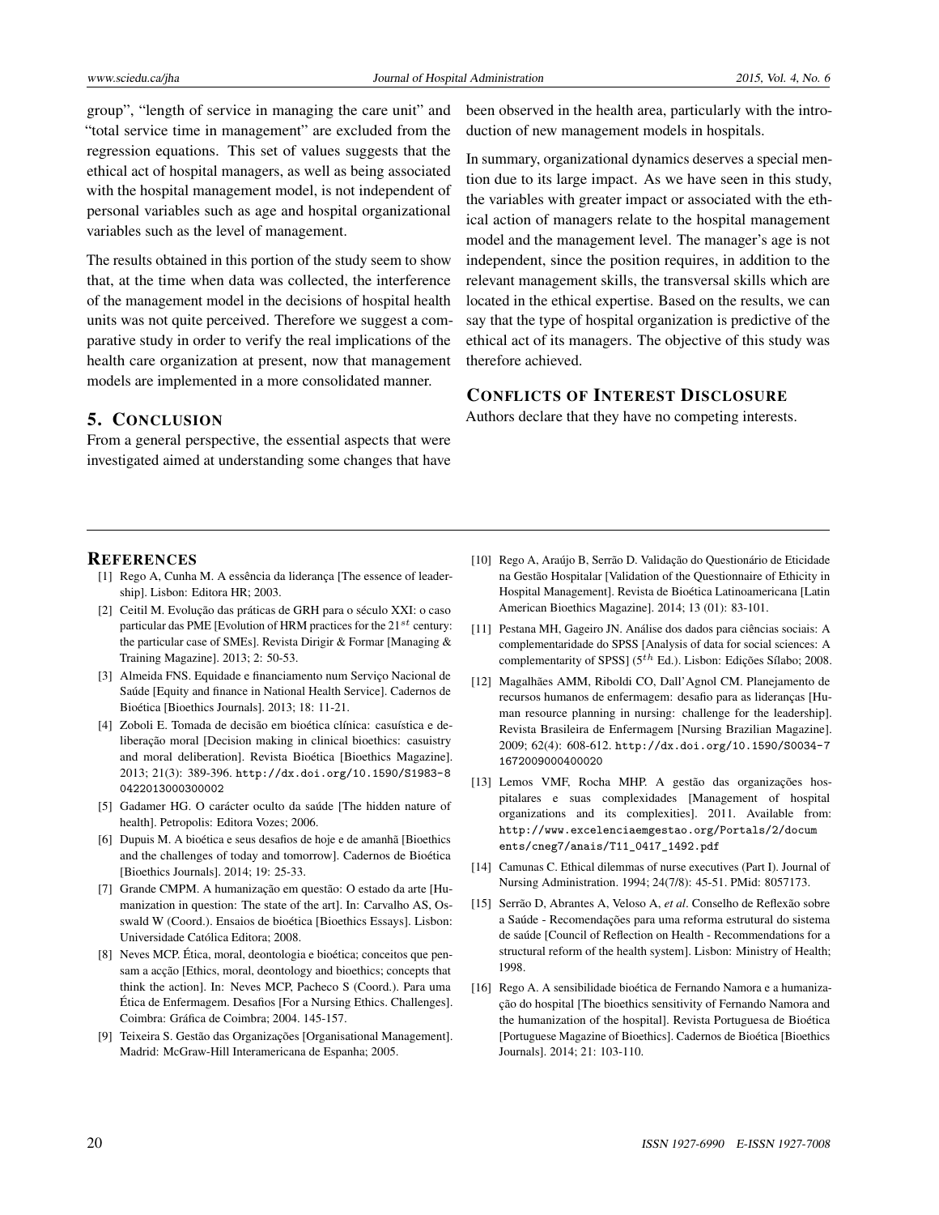group", "length of service in managing the care unit" and "total service time in management" are excluded from the regression equations. This set of values suggests that the ethical act of hospital managers, as well as being associated with the hospital management model, is not independent of personal variables such as age and hospital organizational variables such as the level of management.

The results obtained in this portion of the study seem to show that, at the time when data was collected, the interference of the management model in the decisions of hospital health units was not quite perceived. Therefore we suggest a comparative study in order to verify the real implications of the health care organization at present, now that management models are implemented in a more consolidated manner.

## 5. Conclusion

From a general perspective, the essential aspects that were investigated aimed at understanding some changes that have been observed in the health area, particularly with the introduction of new management models in hospitals.

In summary, organizational dynamics deserves a special mention due to its large impact. As we have seen in this study, the variables with greater impact or associated with the ethical action of managers relate to the hospital management model and the management level. The manager's age is not independent, since the position requires, in addition to the relevant management skills, the transversal skills which are located in the ethical expertise. Based on the results, we can say that the type of hospital organization is predictive of the ethical act of its managers. The objective of this study was therefore achieved.

## Conflicts of Interest Disclosure

Authors declare that they have no competing interests.

## References

[1] Rego A, Cunha M. A essência da liderança [The essence of leadership]. Lisbon: Editora HR; 2003.

[2] Ceitil M. Evolução das práticas de GRH para o século XXI: o caso particular das PME [Evolution of HRM practices for the $21^{st}$ century: the particular case of SMEs]. Revista Dirigir & Formar [Managing & Training Magazine]. 2013; 2: 50-53.

[3] Almeida FNS. Equidade e financiamento num Serviço Nacional de Saúde [Equity and finance in National Health Service]. Cadernos de Bioética [Bioethics Journals]. 2013; 18: 11-21.

[4] Zoboli E. Tomada de decisão em bioética clínica: casuística e deliberação moral [Decision making in clinical bioethics: casuistry and moral deliberation]. Revista Bioética [Bioethics Magazine]. 2013; 21(3): 389-396. http://dx.doi.org/10.1590/S1983-80422013000300002

[5] Gadamer HG. O carácter oculto da saúde [The hidden nature of health]. Petropolis: Editora Vozes; 2006.

[6] Dupuis M. A bioética e seus desafios de hoje e de amanhã [Bioethics and the challenges of today and tomorrow]. Cadernos de Bioética [Bioethics Journals]. 2014; 19: 25-33.

[7] Grande CMPM. A humanização em questão: O estado da arte [Humanization in question: The state of the art]. In: Carvalho AS, Osswald W (Coord.). Ensaios de bioética [Bioethics Essays]. Lisbon: Universidade Católica Editora; 2008.

[8] Neves MCP. Ética, moral, deontologia e bioética; conceitos que pensam a acção [Ethics, moral, deontology and bioethics; concepts that think the action]. In: Neves MCP, Pacheco S (Coord.). Para uma Ética de Enfermagem. Desafios [For a Nursing Ethics. Challenges]. Coimbra: Gráfica de Coimbra; 2004. 145-157.

[9] Teixeira S. Gestão das Organizações [Organisational Management]. Madrid: McGraw-Hill Interamericana de Espanha; 2005.

[10] Rego A, Araújo B, Serrão D. Validação do Questionário de Eticidade na Gestão Hospitalar [Validation of the Questionnaire of Ethicity in Hospital Management]. Revista de Bioética Latinoamericana [Latin American Bioethics Magazine]. 2014; 13 (01): 83-101.

[11] Pestana MH, Gageiro JN. Análise dos dados para ciências sociais: A complementaridade do SPSS [Analysis of data for social sciences: A complementarity of SPSS] ($5^{th}$ Ed.). Lisbon: Edições Sílabo; 2008.

[12] Magalhães AMM, Riboldi CO, Dall'Agnol CM. Planejamento de recursos humanos de enfermagem: desafio para as lideranças [Human resource planning in nursing: challenge for the leadership]. Revista Brasileira de Enfermagem [Nursing Brazilian Magazine]. 2009; 62(4): 608-612. http://dx.doi.org/10.1590/S0034-71672009000400020

[13] Lemos VMF, Rocha MHP. A gestão das organizações hospitalares e suas complexidades [Management of hospital organizations and its complexities]. 2011. Available from: http://www.excelenciaemgestao.org/Portals/2/documents/cneg7/anais/T11_0417_1492.pdf

[14] Camunas C. Ethical dilemmas of nurse executives (Part I). Journal of Nursing Administration. 1994; 24(7/8): 45-51. PMid: 8057173.

[15] Serrão D, Abrantes A, Veloso A, *et al*. Conselho de Reflexão sobre a Saúde - Recomendações para uma reforma estrutural do sistema de saúde [Council of Reflection on Health - Recommendations for a structural reform of the health system]. Lisbon: Ministry of Health; 1998.

[16] Rego A. A sensibilidade bioética de Fernando Namora e a humanização do hospital [The bioethics sensitivity of Fernando Namora and the humanization of the hospital]. Revista Portuguesa de Bioética [Portuguese Magazine of Bioethics]. Cadernos de Bioética [Bioethics Journals]. 2014; 21: 103-110.